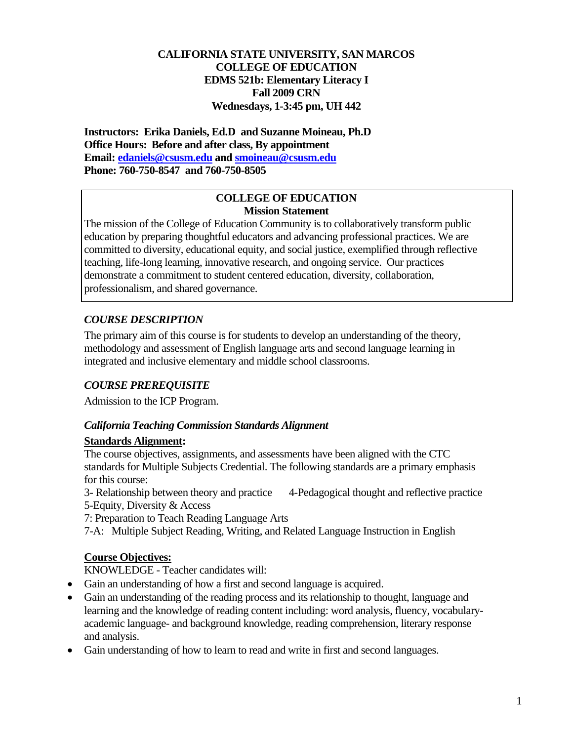**CALIFORNIA STATE UNIVERSITY, SAN MARCOS**
**COLLEGE OF EDUCATION**
**EDMS 521b: Elementary Literacy I**
**Fall 2009 CRN**
**Wednesdays, 1-3:45 pm, UH 442**

**Instructors: Erika Daniels, Ed.D and Suzanne Moineau, Ph.D**
**Office Hours: Before and after class, By appointment**
**Email: edaniels@csusm.edu and smoineau@csusm.edu**
**Phone: 760-750-8547 and 760-750-8505**

> **COLLEGE OF EDUCATION**
> **Mission Statement**
>
> The mission of the College of Education Community is to collaboratively transform public education by preparing thoughtful educators and advancing professional practices. We are committed to diversity, educational equity, and social justice, exemplified through reflective teaching, life-long learning, innovative research, and ongoing service. Our practices demonstrate a commitment to student centered education, diversity, collaboration, professionalism, and shared governance.

### *COURSE DESCRIPTION*

The primary aim of this course is for students to develop an understanding of the theory, methodology and assessment of English language arts and second language learning in integrated and inclusive elementary and middle school classrooms.

### *COURSE PREREQUISITE*

Admission to the ICP Program.

### *California Teaching Commission Standards Alignment*

**Standards Alignment:**

The course objectives, assignments, and assessments have been aligned with the CTC standards for Multiple Subjects Credential. The following standards are a primary emphasis for this course:

3- Relationship between theory and practice 4-Pedagogical thought and reflective practice
5-Equity, Diversity & Access
7: Preparation to Teach Reading Language Arts
7-A: Multiple Subject Reading, Writing, and Related Language Instruction in English

**Course Objectives:**

KNOWLEDGE - Teacher candidates will:

- Gain an understanding of how a first and second language is acquired.
- Gain an understanding of the reading process and its relationship to thought, language and learning and the knowledge of reading content including: word analysis, fluency, vocabulary-academic language- and background knowledge, reading comprehension, literary response and analysis.
- Gain understanding of how to learn to read and write in first and second languages.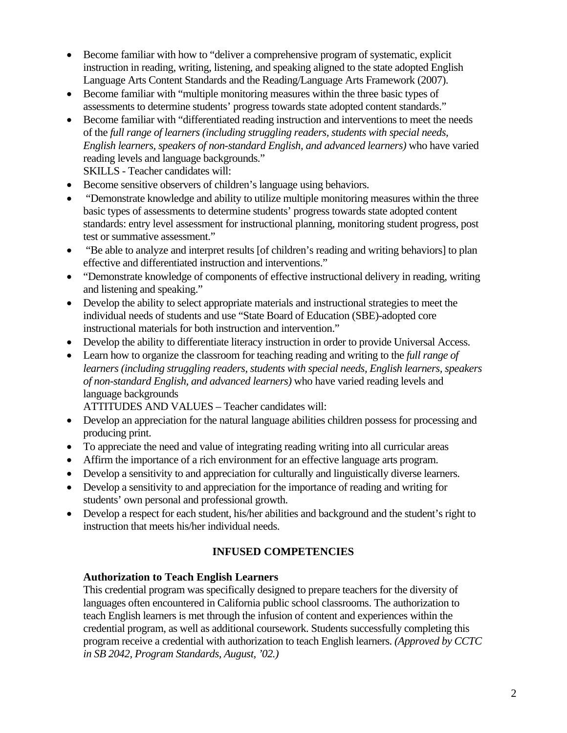- Become familiar with how to "deliver a comprehensive program of systematic, explicit instruction in reading, writing, listening, and speaking aligned to the state adopted English Language Arts Content Standards and the Reading/Language Arts Framework (2007).
- Become familiar with "multiple monitoring measures within the three basic types of assessments to determine students' progress towards state adopted content standards."
- Become familiar with "differentiated reading instruction and interventions to meet the needs of the *full range of learners (including struggling readers, students with special needs, English learners, speakers of non-standard English, and advanced learners)* who have varied reading levels and language backgrounds."

SKILLS - Teacher candidates will:

- Become sensitive observers of children's language using behaviors.
- "Demonstrate knowledge and ability to utilize multiple monitoring measures within the three basic types of assessments to determine students' progress towards state adopted content standards: entry level assessment for instructional planning, monitoring student progress, post test or summative assessment."
- "Be able to analyze and interpret results [of children's reading and writing behaviors] to plan effective and differentiated instruction and interventions."
- "Demonstrate knowledge of components of effective instructional delivery in reading, writing and listening and speaking."
- Develop the ability to select appropriate materials and instructional strategies to meet the individual needs of students and use "State Board of Education (SBE)-adopted core instructional materials for both instruction and intervention."
- Develop the ability to differentiate literacy instruction in order to provide Universal Access.
- Learn how to organize the classroom for teaching reading and writing to the *full range of learners (including struggling readers, students with special needs, English learners, speakers of non-standard English, and advanced learners)* who have varied reading levels and language backgrounds

ATTITUDES AND VALUES – Teacher candidates will:

- Develop an appreciation for the natural language abilities children possess for processing and producing print.
- To appreciate the need and value of integrating reading writing into all curricular areas
- Affirm the importance of a rich environment for an effective language arts program.
- Develop a sensitivity to and appreciation for culturally and linguistically diverse learners.
- Develop a sensitivity to and appreciation for the importance of reading and writing for students' own personal and professional growth.
- Develop a respect for each student, his/her abilities and background and the student's right to instruction that meets his/her individual needs.

## INFUSED COMPETENCIES

### Authorization to Teach English Learners

This credential program was specifically designed to prepare teachers for the diversity of languages often encountered in California public school classrooms. The authorization to teach English learners is met through the infusion of content and experiences within the credential program, as well as additional coursework. Students successfully completing this program receive a credential with authorization to teach English learners. *(Approved by CCTC in SB 2042, Program Standards, August, '02.)*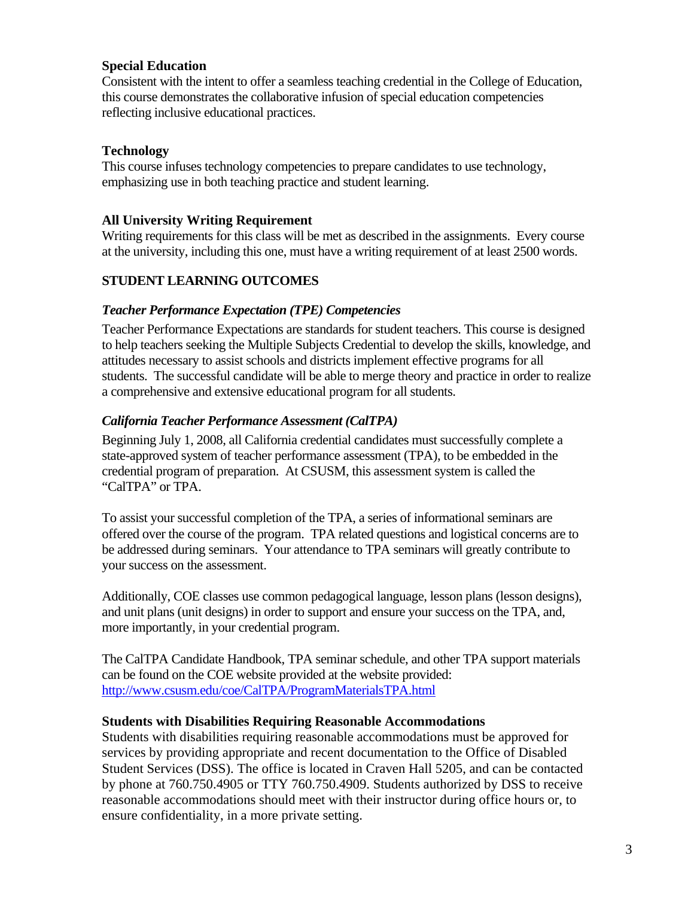### Special Education

Consistent with the intent to offer a seamless teaching credential in the College of Education, this course demonstrates the collaborative infusion of special education competencies reflecting inclusive educational practices.

### Technology

This course infuses technology competencies to prepare candidates to use technology, emphasizing use in both teaching practice and student learning.

### All University Writing Requirement

Writing requirements for this class will be met as described in the assignments. Every course at the university, including this one, must have a writing requirement of at least 2500 words.

## STUDENT LEARNING OUTCOMES

### *Teacher Performance Expectation (TPE) Competencies*

Teacher Performance Expectations are standards for student teachers. This course is designed to help teachers seeking the Multiple Subjects Credential to develop the skills, knowledge, and attitudes necessary to assist schools and districts implement effective programs for all students. The successful candidate will be able to merge theory and practice in order to realize a comprehensive and extensive educational program for all students.

### *California Teacher Performance Assessment (CalTPA)*

Beginning July 1, 2008, all California credential candidates must successfully complete a state-approved system of teacher performance assessment (TPA), to be embedded in the credential program of preparation. At CSUSM, this assessment system is called the "CalTPA" or TPA.

To assist your successful completion of the TPA, a series of informational seminars are offered over the course of the program. TPA related questions and logistical concerns are to be addressed during seminars. Your attendance to TPA seminars will greatly contribute to your success on the assessment.

Additionally, COE classes use common pedagogical language, lesson plans (lesson designs), and unit plans (unit designs) in order to support and ensure your success on the TPA, and, more importantly, in your credential program.

The CalTPA Candidate Handbook, TPA seminar schedule, and other TPA support materials can be found on the COE website provided at the website provided: http://www.csusm.edu/coe/CalTPA/ProgramMaterialsTPA.html

### Students with Disabilities Requiring Reasonable Accommodations

Students with disabilities requiring reasonable accommodations must be approved for services by providing appropriate and recent documentation to the Office of Disabled Student Services (DSS). The office is located in Craven Hall 5205, and can be contacted by phone at 760.750.4905 or TTY 760.750.4909. Students authorized by DSS to receive reasonable accommodations should meet with their instructor during office hours or, to ensure confidentiality, in a more private setting.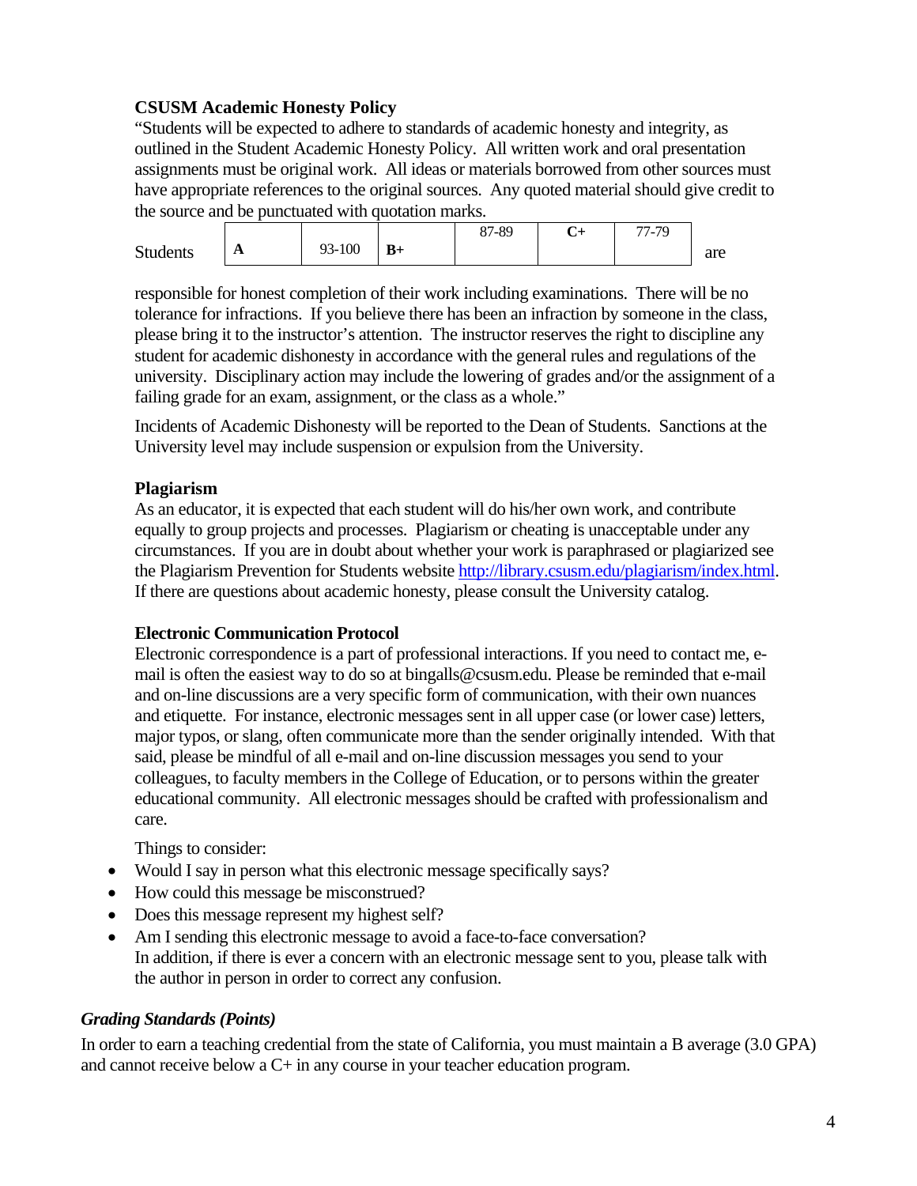### CSUSM Academic Honesty Policy

"Students will be expected to adhere to standards of academic honesty and integrity, as outlined in the Student Academic Honesty Policy. All written work and oral presentation assignments must be original work. All ideas or materials borrowed from other sources must have appropriate references to the original sources. Any quoted material should give credit to the source and be punctuated with quotation marks.

Students

| A | 93-100 | B+ | 87-89 | C+ | 77-79 |
|---|---|---|---|---|---|

are responsible for honest completion of their work including examinations. There will be no tolerance for infractions. If you believe there has been an infraction by someone in the class, please bring it to the instructor's attention. The instructor reserves the right to discipline any student for academic dishonesty in accordance with the general rules and regulations of the university. Disciplinary action may include the lowering of grades and/or the assignment of a failing grade for an exam, assignment, or the class as a whole."

Incidents of Academic Dishonesty will be reported to the Dean of Students. Sanctions at the University level may include suspension or expulsion from the University.

### Plagiarism

As an educator, it is expected that each student will do his/her own work, and contribute equally to group projects and processes. Plagiarism or cheating is unacceptable under any circumstances. If you are in doubt about whether your work is paraphrased or plagiarized see the Plagiarism Prevention for Students website http://library.csusm.edu/plagiarism/index.html. If there are questions about academic honesty, please consult the University catalog.

### Electronic Communication Protocol

Electronic correspondence is a part of professional interactions. If you need to contact me, e-mail is often the easiest way to do so at bingalls@csusm.edu. Please be reminded that e-mail and on-line discussions are a very specific form of communication, with their own nuances and etiquette. For instance, electronic messages sent in all upper case (or lower case) letters, major typos, or slang, often communicate more than the sender originally intended. With that said, please be mindful of all e-mail and on-line discussion messages you send to your colleagues, to faculty members in the College of Education, or to persons within the greater educational community. All electronic messages should be crafted with professionalism and care.

Things to consider:

- Would I say in person what this electronic message specifically says?
- How could this message be misconstrued?
- Does this message represent my highest self?
- Am I sending this electronic message to avoid a face-to-face conversation?
  In addition, if there is ever a concern with an electronic message sent to you, please talk with the author in person in order to correct any confusion.

### *Grading Standards (Points)*

In order to earn a teaching credential from the state of California, you must maintain a B average (3.0 GPA) and cannot receive below a C+ in any course in your teacher education program.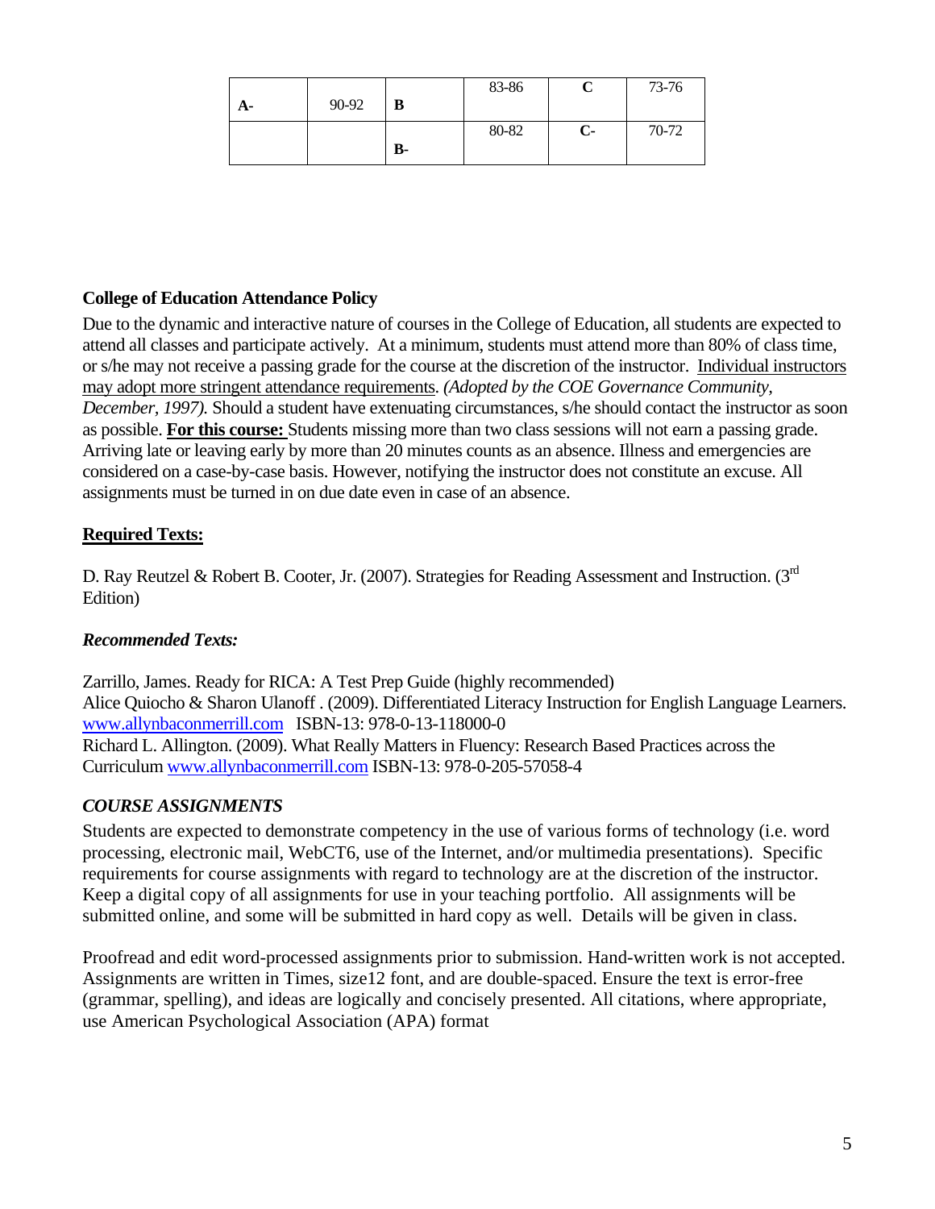| A- | 90-92 | B | 83-86 | C | 73-76 |
|---|---|---|---|---|---|
| | | B- | 80-82 | C- | 70-72 |

**College of Education Attendance Policy**

Due to the dynamic and interactive nature of courses in the College of Education, all students are expected to attend all classes and participate actively. At a minimum, students must attend more than 80% of class time, or s/he may not receive a passing grade for the course at the discretion of the instructor. Individual instructors may adopt more stringent attendance requirements. *(Adopted by the COE Governance Community, December, 1997).* Should a student have extenuating circumstances, s/he should contact the instructor as soon as possible. **For this course:** Students missing more than two class sessions will not earn a passing grade. Arriving late or leaving early by more than 20 minutes counts as an absence. Illness and emergencies are considered on a case-by-case basis. However, notifying the instructor does not constitute an excuse. All assignments must be turned in on due date even in case of an absence.

**Required Texts:**

D. Ray Reutzel & Robert B. Cooter, Jr. (2007). Strategies for Reading Assessment and Instruction. (3rd Edition)

***Recommended Texts:***

Zarrillo, James. Ready for RICA: A Test Prep Guide (highly recommended)
Alice Quiocho & Sharon Ulanoff . (2009). Differentiated Literacy Instruction for English Language Learners. www.allynbaconmerrill.com ISBN-13: 978-0-13-118000-0
Richard L. Allington. (2009). What Really Matters in Fluency: Research Based Practices across the Curriculum www.allynbaconmerrill.com ISBN-13: 978-0-205-57058-4

***COURSE ASSIGNMENTS***

Students are expected to demonstrate competency in the use of various forms of technology (i.e. word processing, electronic mail, WebCT6, use of the Internet, and/or multimedia presentations). Specific requirements for course assignments with regard to technology are at the discretion of the instructor. Keep a digital copy of all assignments for use in your teaching portfolio. All assignments will be submitted online, and some will be submitted in hard copy as well. Details will be given in class.

Proofread and edit word-processed assignments prior to submission. Hand-written work is not accepted. Assignments are written in Times, size12 font, and are double-spaced. Ensure the text is error-free (grammar, spelling), and ideas are logically and concisely presented. All citations, where appropriate, use American Psychological Association (APA) format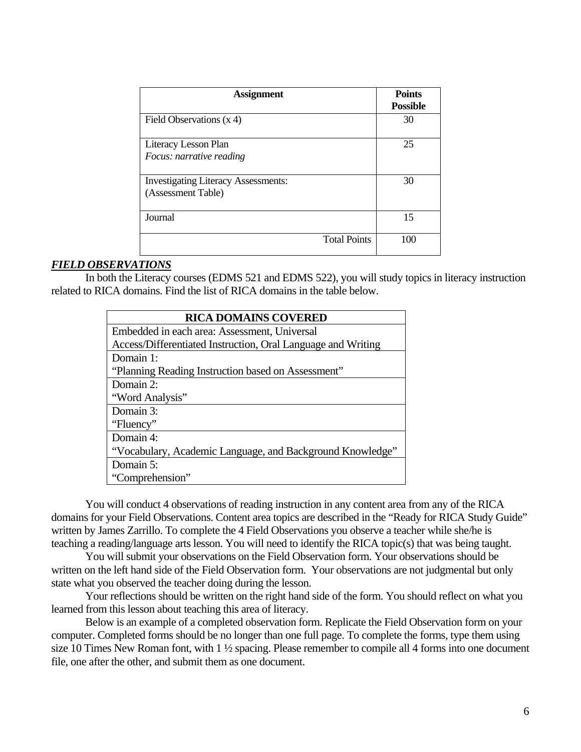| Assignment | Points Possible |
|---|---|
| Field Observations (x 4) | 30 |
| Literacy Lesson Plan<br>*Focus: narrative reading* | 25 |
| Investigating Literacy Assessments: (Assessment Table) | 30 |
| Journal | 15 |
| Total Points | 100 |

***FIELD OBSERVATIONS***

In both the Literacy courses (EDMS 521 and EDMS 522), you will study topics in literacy instruction related to RICA domains. Find the list of RICA domains in the table below.

| RICA DOMAINS COVERED |
|---|
| Embedded in each area: Assessment, Universal Access/Differentiated Instruction, Oral Language and Writing |
| Domain 1:<br>"Planning Reading Instruction based on Assessment" |
| Domain 2:<br>"Word Analysis" |
| Domain 3:<br>"Fluency" |
| Domain 4:<br>"Vocabulary, Academic Language, and Background Knowledge" |
| Domain 5:<br>"Comprehension" |

You will conduct 4 observations of reading instruction in any content area from any of the RICA domains for your Field Observations. Content area topics are described in the "Ready for RICA Study Guide" written by James Zarrillo. To complete the 4 Field Observations you observe a teacher while she/he is teaching a reading/language arts lesson. You will need to identify the RICA topic(s) that was being taught.

You will submit your observations on the Field Observation form. Your observations should be written on the left hand side of the Field Observation form. Your observations are not judgmental but only state what you observed the teacher doing during the lesson.

Your reflections should be written on the right hand side of the form. You should reflect on what you learned from this lesson about teaching this area of literacy.

Below is an example of a completed observation form. Replicate the Field Observation form on your computer. Completed forms should be no longer than one full page. To complete the forms, type them using size 10 Times New Roman font, with 1 ½ spacing. Please remember to compile all 4 forms into one document file, one after the other, and submit them as one document.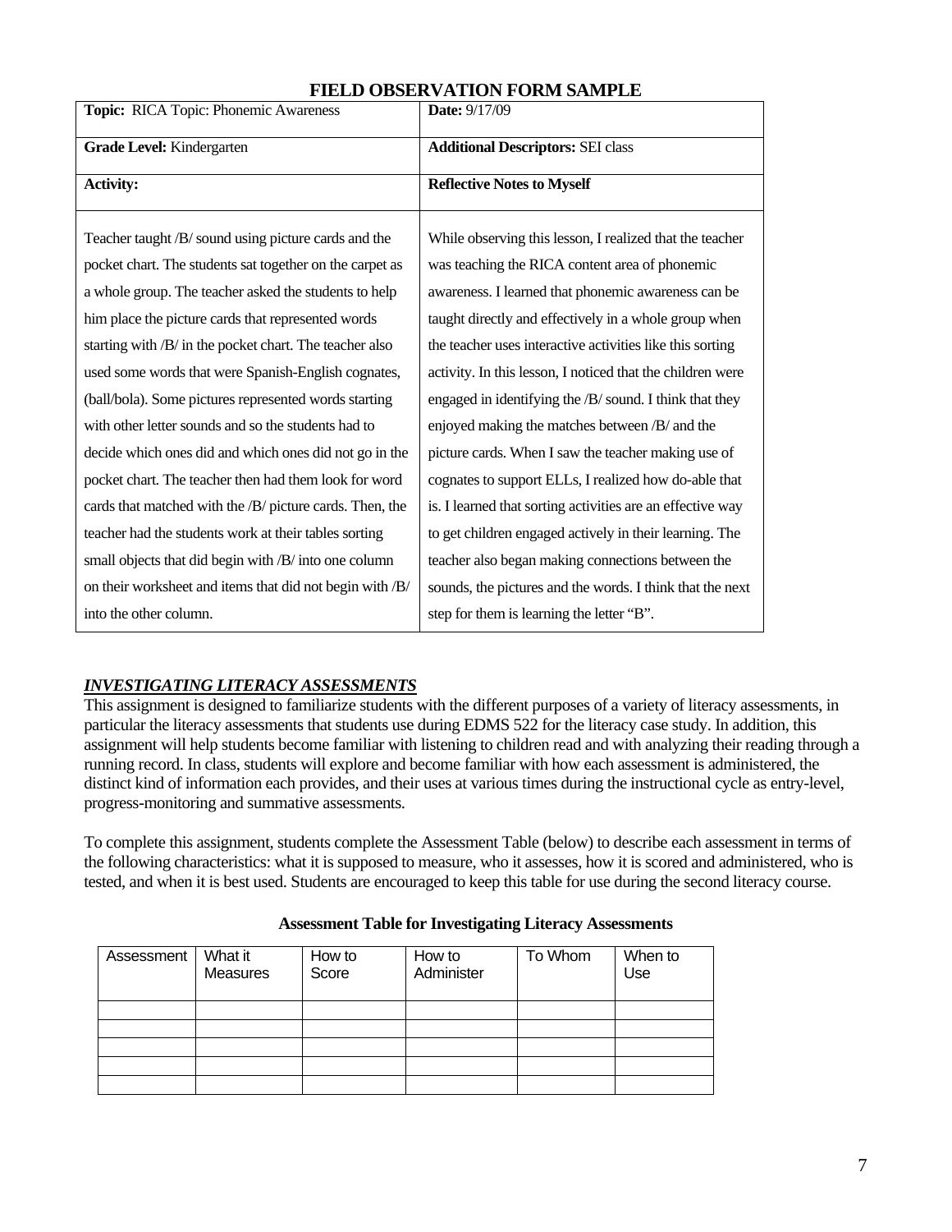## FIELD OBSERVATION FORM SAMPLE

| **Topic:** RICA Topic: Phonemic Awareness | **Date:** 9/17/09 |
|---|---|
| **Grade Level:** Kindergarten | **Additional Descriptors:** SEI class |
| **Activity:** | **Reflective Notes to Myself** |
| Teacher taught /B/ sound using picture cards and the pocket chart. The students sat together on the carpet as a whole group. The teacher asked the students to help him place the picture cards that represented words starting with /B/ in the pocket chart. The teacher also used some words that were Spanish-English cognates, (ball/bola). Some pictures represented words starting with other letter sounds and so the students had to decide which ones did and which ones did not go in the pocket chart. The teacher then had them look for word cards that matched with the /B/ picture cards. Then, the teacher had the students work at their tables sorting small objects that did begin with /B/ into one column on their worksheet and items that did not begin with /B/ into the other column. | While observing this lesson, I realized that the teacher was teaching the RICA content area of phonemic awareness. I learned that phonemic awareness can be taught directly and effectively in a whole group when the teacher uses interactive activities like this sorting activity. In this lesson, I noticed that the children were engaged in identifying the /B/ sound. I think that they enjoyed making the matches between /B/ and the picture cards. When I saw the teacher making use of cognates to support ELLs, I realized how do-able that is. I learned that sorting activities are an effective way to get children engaged actively in their learning. The teacher also began making connections between the sounds, the pictures and the words. I think that the next step for them is learning the letter "B". |

### ***INVESTIGATING LITERACY ASSESSMENTS***

This assignment is designed to familiarize students with the different purposes of a variety of literacy assessments, in particular the literacy assessments that students use during EDMS 522 for the literacy case study. In addition, this assignment will help students become familiar with listening to children read and with analyzing their reading through a running record. In class, students will explore and become familiar with how each assessment is administered, the distinct kind of information each provides, and their uses at various times during the instructional cycle as entry-level, progress-monitoring and summative assessments.

To complete this assignment, students complete the Assessment Table (below) to describe each assessment in terms of the following characteristics: what it is supposed to measure, who it assesses, how it is scored and administered, who is tested, and when it is best used. Students are encouraged to keep this table for use during the second literacy course.

**Assessment Table for Investigating Literacy Assessments**

| Assessment | What it Measures | How to Score | How to Administer | To Whom | When to Use |
|---|---|---|---|---|---|
| | | | | | |
| | | | | | |
| | | | | | |
| | | | | | |
| | | | | | |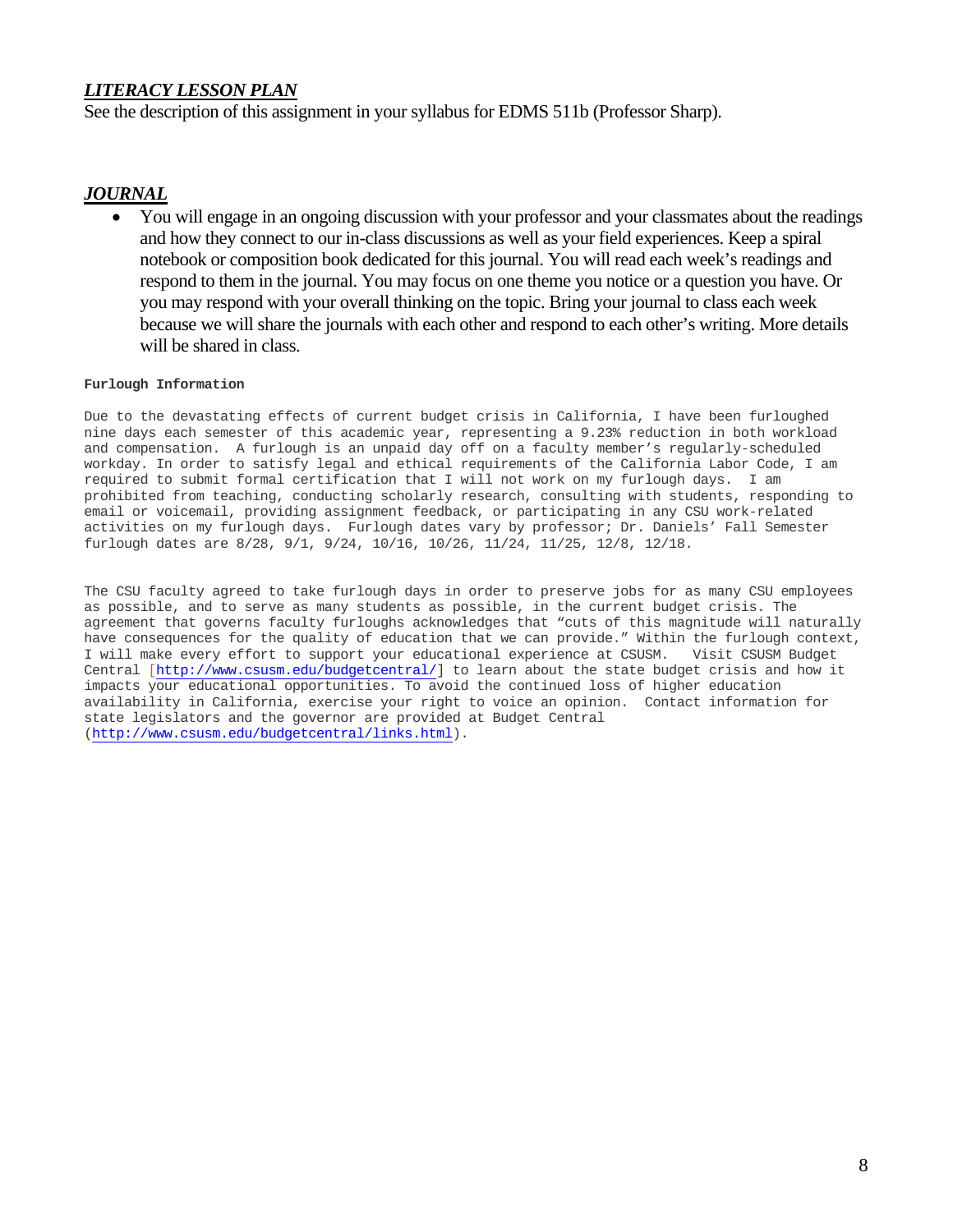### ***LITERACY LESSON PLAN***

See the description of this assignment in your syllabus for EDMS 511b (Professor Sharp).

### ***JOURNAL***

- You will engage in an ongoing discussion with your professor and your classmates about the readings and how they connect to our in-class discussions as well as your field experiences. Keep a spiral notebook or composition book dedicated for this journal. You will read each week's readings and respond to them in the journal. You may focus on one theme you notice or a question you have. Or you may respond with your overall thinking on the topic. Bring your journal to class each week because we will share the journals with each other and respond to each other's writing. More details will be shared in class.

**Furlough Information**

Due to the devastating effects of current budget crisis in California, I have been furloughed nine days each semester of this academic year, representing a 9.23% reduction in both workload and compensation. A furlough is an unpaid day off on a faculty member's regularly-scheduled workday. In order to satisfy legal and ethical requirements of the California Labor Code, I am required to submit formal certification that I will not work on my furlough days. I am prohibited from teaching, conducting scholarly research, consulting with students, responding to email or voicemail, providing assignment feedback, or participating in any CSU work-related activities on my furlough days. Furlough dates vary by professor; Dr. Daniels' Fall Semester furlough dates are 8/28, 9/1, 9/24, 10/16, 10/26, 11/24, 11/25, 12/8, 12/18.

The CSU faculty agreed to take furlough days in order to preserve jobs for as many CSU employees as possible, and to serve as many students as possible, in the current budget crisis. The agreement that governs faculty furloughs acknowledges that "cuts of this magnitude will naturally have consequences for the quality of education that we can provide." Within the furlough context, I will make every effort to support your educational experience at CSUSM. Visit CSUSM Budget Central [http://www.csusm.edu/budgetcentral/] to learn about the state budget crisis and how it impacts your educational opportunities. To avoid the continued loss of higher education availability in California, exercise your right to voice an opinion. Contact information for state legislators and the governor are provided at Budget Central (http://www.csusm.edu/budgetcentral/links.html).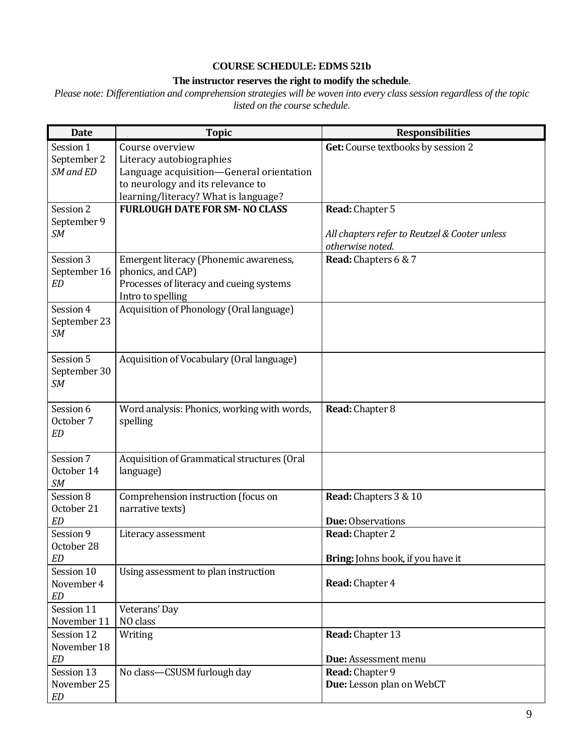## COURSE SCHEDULE: EDMS 521b

**The instructor reserves the right to modify the schedule**.

*Please note: Differentiation and comprehension strategies will be woven into every class session regardless of the topic listed on the course schedule.*

| Date | Topic | Responsibilities |
|---|---|---|
| Session 1<br>September 2<br>*SM and ED* | Course overview<br>Literacy autobiographies<br>Language acquisition—General orientation to neurology and its relevance to learning/literacy? What is language? | **Get:** Course textbooks by session 2 |
| Session 2<br>September 9<br>*SM* | **FURLOUGH DATE FOR SM- NO CLASS** | **Read:** Chapter 5<br><br>*All chapters refer to Reutzel & Cooter unless otherwise noted.* |
| Session 3<br>September 16<br>*ED* | Emergent literacy (Phonemic awareness, phonics, and CAP)<br>Processes of literacy and cueing systems<br>Intro to spelling | **Read:** Chapters 6 & 7 |
| Session 4<br>September 23<br>*SM* | Acquisition of Phonology (Oral language) | |
| Session 5<br>September 30<br>*SM* | Acquisition of Vocabulary (Oral language) | |
| Session 6<br>October 7<br>*ED* | Word analysis: Phonics, working with words, spelling | **Read:** Chapter 8 |
| Session 7<br>October 14<br>*SM* | Acquisition of Grammatical structures (Oral language) | |
| Session 8<br>October 21<br>*ED* | Comprehension instruction (focus on narrative texts) | **Read:** Chapters 3 & 10<br><br>**Due:** Observations |
| Session 9<br>October 28<br>*ED* | Literacy assessment | **Read:** Chapter 2<br><br>**Bring:** Johns book, if you have it |
| Session 10<br>November 4<br>*ED* | Using assessment to plan instruction | **Read:** Chapter 4 |
| Session 11<br>November 11 | Veterans' Day<br>NO class | |
| Session 12<br>November 18<br>*ED* | Writing | **Read:** Chapter 13<br><br>**Due:** Assessment menu |
| Session 13<br>November 25<br>*ED* | No class—CSUSM furlough day | **Read:** Chapter 9<br>**Due:** Lesson plan on WebCT |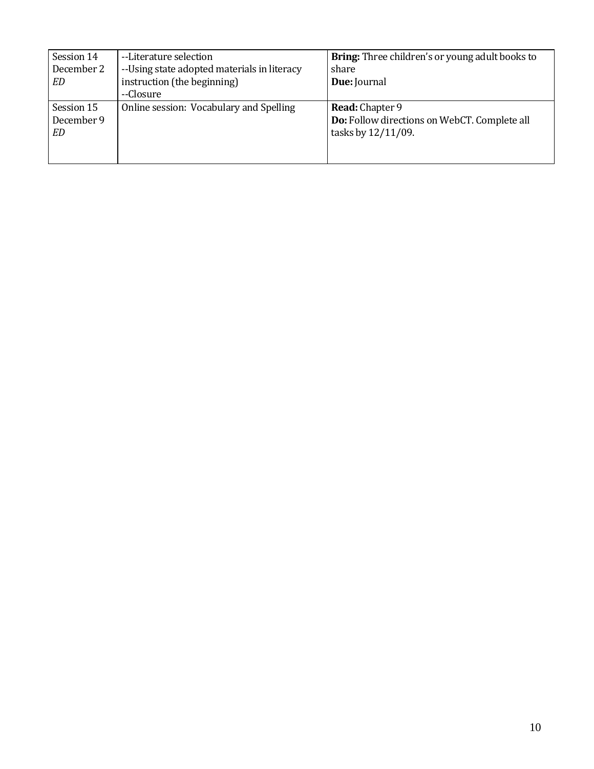| | | |
|---|---|---|
| Session 14<br>December 2<br>*ED* | --Literature selection<br>--Using state adopted materials in literacy instruction (the beginning)<br>--Closure | **Bring:** Three children's or young adult books to share<br>**Due:** Journal |
| Session 15<br>December 9<br>*ED* | Online session: Vocabulary and Spelling | **Read:** Chapter 9<br>**Do:** Follow directions on WebCT. Complete all tasks by 12/11/09. |